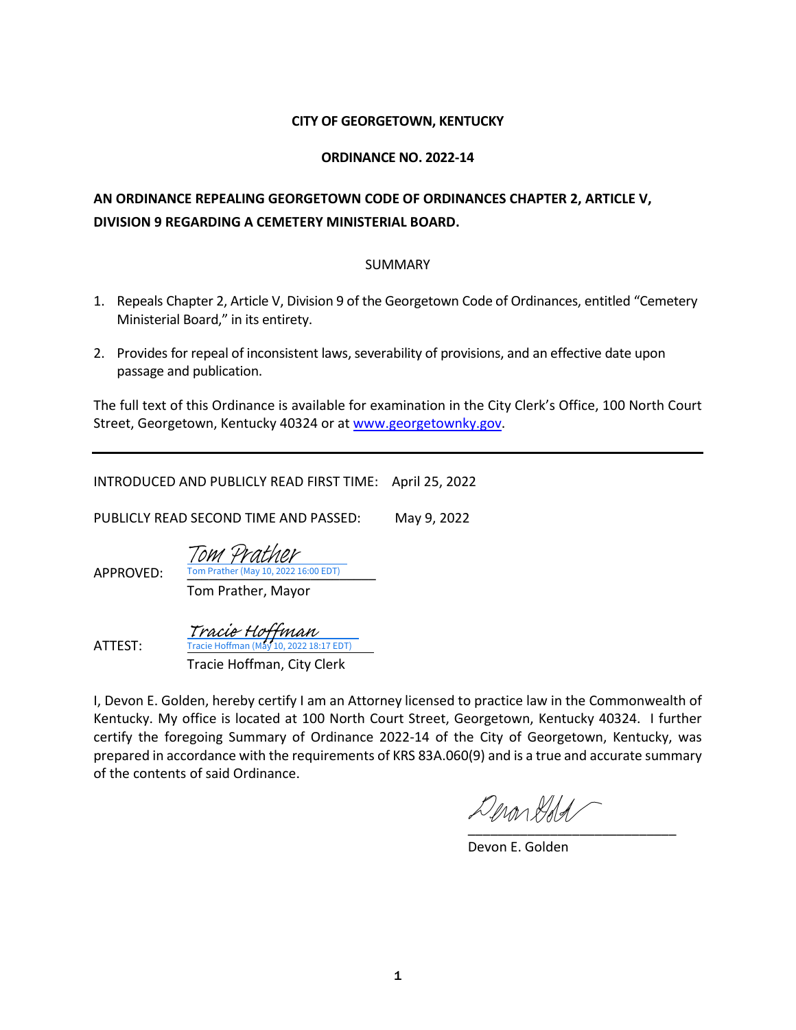**CITY OF GEORGETOWN, KENTUCKY**

**ORDINANCE NO. 2022-14**

**AN ORDINANCE REPEALING GEORGETOWN CODE OF ORDINANCES CHAPTER 2, ARTICLE V, DIVISION 9 REGARDING A CEMETERY MINISTERIAL BOARD.**

SUMMARY

1. Repeals Chapter 2, Article V, Division 9 of the Georgetown Code of Ordinances, entitled "Cemetery Ministerial Board," in its entirety.

2. Provides for repeal of inconsistent laws, severability of provisions, and an effective date upon passage and publication.

The full text of this Ordinance is available for examination in the City Clerk's Office, 100 North Court Street, Georgetown, Kentucky 40324 or at www.georgetownky.gov.

---

INTRODUCED AND PUBLICLY READ FIRST TIME: April 25, 2022

PUBLICLY READ SECOND TIME AND PASSED: May 9, 2022

APPROVED: Tom Prather
Tom Prather (May 10, 2022 16:00 EDT)
Tom Prather, Mayor

ATTEST: Tracie Hoffman
Tracie Hoffman (May 10, 2022 18:17 EDT)
Tracie Hoffman, City Clerk

I, Devon E. Golden, hereby certify I am an Attorney licensed to practice law in the Commonwealth of Kentucky. My office is located at 100 North Court Street, Georgetown, Kentucky 40324. I further certify the foregoing Summary of Ordinance 2022-14 of the City of Georgetown, Kentucky, was prepared in accordance with the requirements of KRS 83A.060(9) and is a true and accurate summary of the contents of said Ordinance.

\_\_\_\_\_\_\_\_\_\_\_\_\_\_\_\_\_\_\_\_\_\_\_\_\_\_\_\_

Devon E. Golden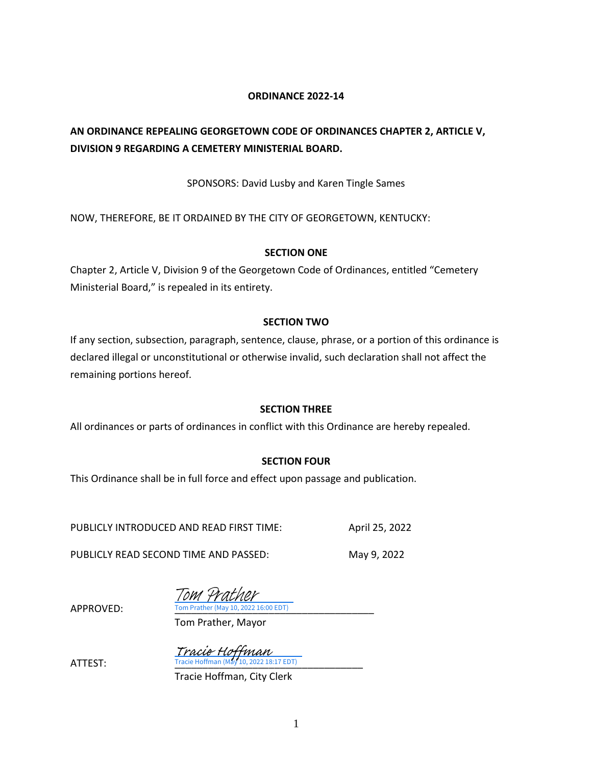**ORDINANCE 2022-14**

**AN ORDINANCE REPEALING GEORGETOWN CODE OF ORDINANCES CHAPTER 2, ARTICLE V, DIVISION 9 REGARDING A CEMETERY MINISTERIAL BOARD.**

SPONSORS: David Lusby and Karen Tingle Sames

NOW, THEREFORE, BE IT ORDAINED BY THE CITY OF GEORGETOWN, KENTUCKY:

**SECTION ONE**

Chapter 2, Article V, Division 9 of the Georgetown Code of Ordinances, entitled "Cemetery Ministerial Board," is repealed in its entirety.

**SECTION TWO**

If any section, subsection, paragraph, sentence, clause, phrase, or a portion of this ordinance is declared illegal or unconstitutional or otherwise invalid, such declaration shall not affect the remaining portions hereof.

**SECTION THREE**

All ordinances or parts of ordinances in conflict with this Ordinance are hereby repealed.

**SECTION FOUR**

This Ordinance shall be in full force and effect upon passage and publication.

PUBLICLY INTRODUCED AND READ FIRST TIME: April 25, 2022

PUBLICLY READ SECOND TIME AND PASSED: May 9, 2022

APPROVED: Tom Prather
Tom Prather (May 10, 2022 16:00 EDT)
Tom Prather, Mayor

ATTEST: Tracie Hoffman
Tracie Hoffman (May 10, 2022 18:17 EDT)
Tracie Hoffman, City Clerk